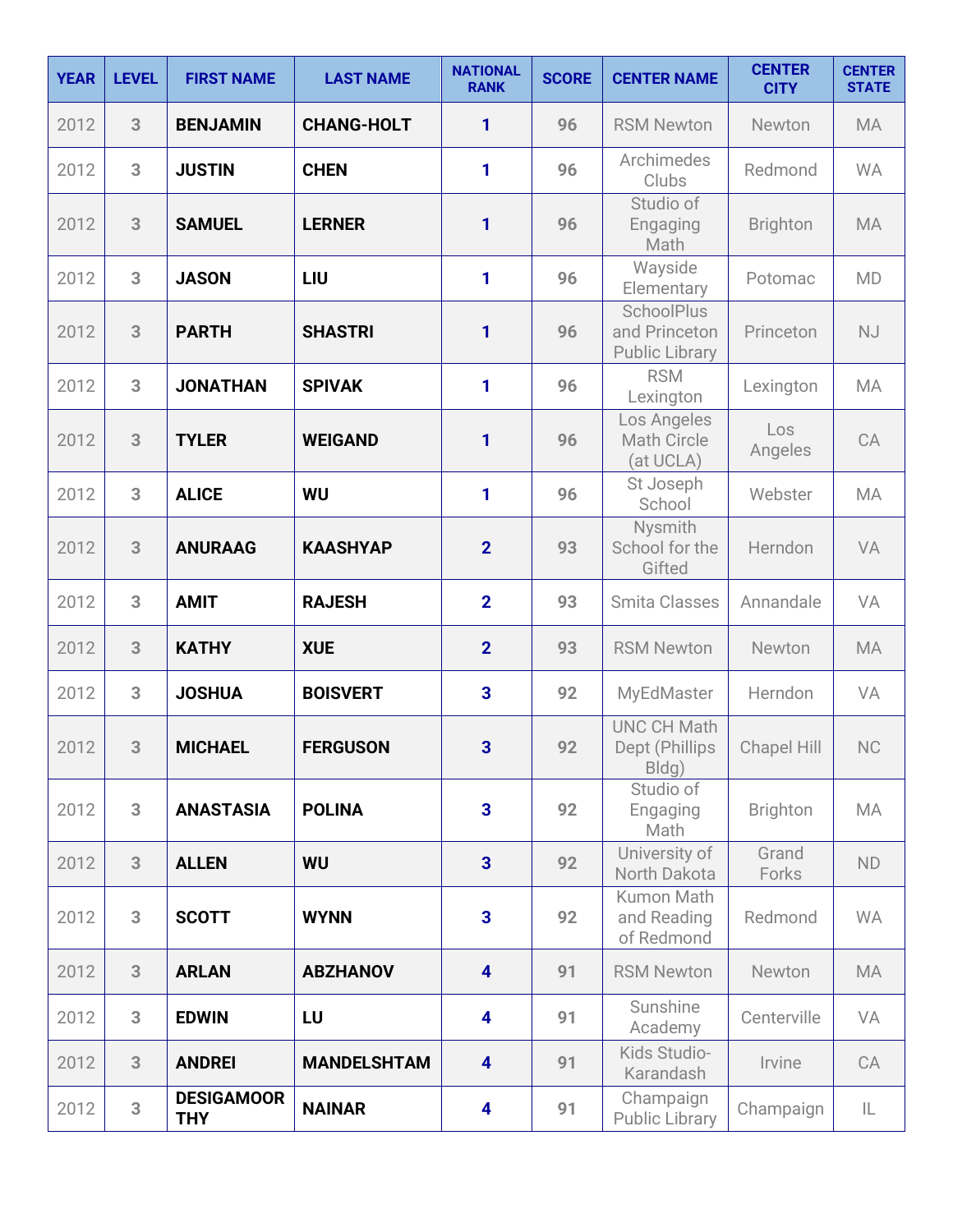| YEAR | LEVEL | FIRST NAME | LAST NAME | NATIONAL RANK | SCORE | CENTER NAME | CENTER CITY | CENTER STATE |
|---|---|---|---|---|---|---|---|---|
| 2012 | 3 | **BENJAMIN** | **CHANG-HOLT** | 1 | 96 | RSM Newton | Newton | MA |
| 2012 | 3 | **JUSTIN** | **CHEN** | 1 | 96 | Archimedes Clubs | Redmond | WA |
| 2012 | 3 | **SAMUEL** | **LERNER** | 1 | 96 | Studio of Engaging Math | Brighton | MA |
| 2012 | 3 | **JASON** | **LIU** | 1 | 96 | Wayside Elementary | Potomac | MD |
| 2012 | 3 | **PARTH** | **SHASTRI** | 1 | 96 | SchoolPlus and Princeton Public Library | Princeton | NJ |
| 2012 | 3 | **JONATHAN** | **SPIVAK** | 1 | 96 | RSM Lexington | Lexington | MA |
| 2012 | 3 | **TYLER** | **WEIGAND** | 1 | 96 | Los Angeles Math Circle (at UCLA) | Los Angeles | CA |
| 2012 | 3 | **ALICE** | **WU** | 1 | 96 | St Joseph School | Webster | MA |
| 2012 | 3 | **ANURAAG** | **KAASHYAP** | 2 | 93 | Nysmith School for the Gifted | Herndon | VA |
| 2012 | 3 | **AMIT** | **RAJESH** | 2 | 93 | Smita Classes | Annandale | VA |
| 2012 | 3 | **KATHY** | **XUE** | 2 | 93 | RSM Newton | Newton | MA |
| 2012 | 3 | **JOSHUA** | **BOISVERT** | 3 | 92 | MyEdMaster | Herndon | VA |
| 2012 | 3 | **MICHAEL** | **FERGUSON** | 3 | 92 | UNC CH Math Dept (Phillips Bldg) | Chapel Hill | NC |
| 2012 | 3 | **ANASTASIA** | **POLINA** | 3 | 92 | Studio of Engaging Math | Brighton | MA |
| 2012 | 3 | **ALLEN** | **WU** | 3 | 92 | University of North Dakota | Grand Forks | ND |
| 2012 | 3 | **SCOTT** | **WYNN** | 3 | 92 | Kumon Math and Reading of Redmond | Redmond | WA |
| 2012 | 3 | **ARLAN** | **ABZHANOV** | 4 | 91 | RSM Newton | Newton | MA |
| 2012 | 3 | **EDWIN** | **LU** | 4 | 91 | Sunshine Academy | Centerville | VA |
| 2012 | 3 | **ANDREI** | **MANDELSHTAM** | 4 | 91 | Kids Studio-Karandash | Irvine | CA |
| 2012 | 3 | **DESIGAMOORTHY** | **NAINAR** | 4 | 91 | Champaign Public Library | Champaign | IL |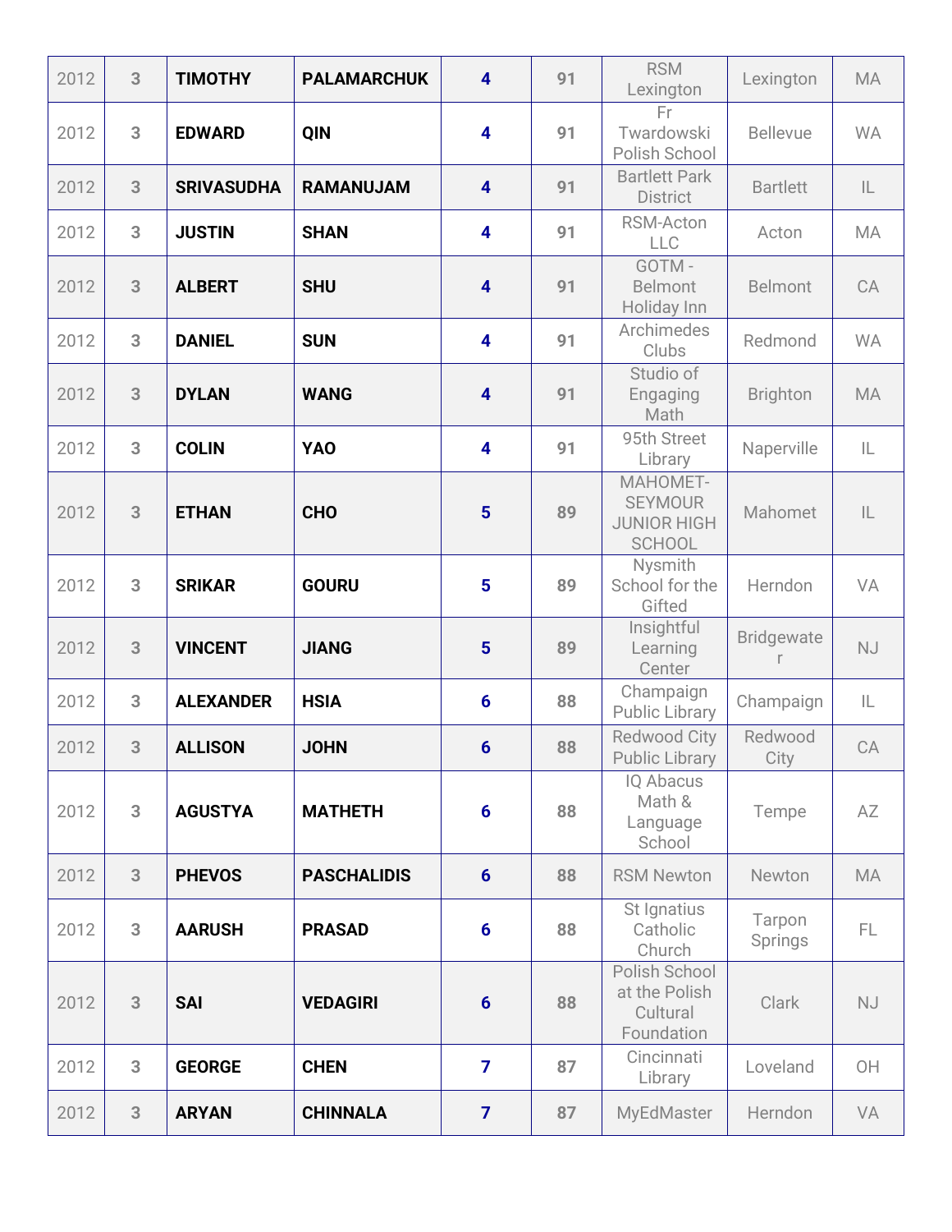| 2012 | 3 | **TIMOTHY** | **PALAMARCHUK** | **4** | **91** | RSM Lexington | Lexington | MA |
|---|---|---|---|---|---|---|---|---|
| 2012 | 3 | **EDWARD** | **QIN** | **4** | **91** | Fr Twardowski Polish School | Bellevue | WA |
| 2012 | 3 | **SRIVASUDHA** | **RAMANUJAM** | **4** | **91** | Bartlett Park District | Bartlett | IL |
| 2012 | 3 | **JUSTIN** | **SHAN** | **4** | **91** | RSM-Acton LLC | Acton | MA |
| 2012 | 3 | **ALBERT** | **SHU** | **4** | **91** | GOTM - Belmont Holiday Inn | Belmont | CA |
| 2012 | 3 | **DANIEL** | **SUN** | **4** | **91** | Archimedes Clubs | Redmond | WA |
| 2012 | 3 | **DYLAN** | **WANG** | **4** | **91** | Studio of Engaging Math | Brighton | MA |
| 2012 | 3 | **COLIN** | **YAO** | **4** | **91** | 95th Street Library | Naperville | IL |
| 2012 | 3 | **ETHAN** | **CHO** | **5** | **89** | MAHOMET-SEYMOUR JUNIOR HIGH SCHOOL | Mahomet | IL |
| 2012 | 3 | **SRIKAR** | **GOURU** | **5** | **89** | Nysmith School for the Gifted | Herndon | VA |
| 2012 | 3 | **VINCENT** | **JIANG** | **5** | **89** | Insightful Learning Center | Bridgewater | NJ |
| 2012 | 3 | **ALEXANDER** | **HSIA** | **6** | **88** | Champaign Public Library | Champaign | IL |
| 2012 | 3 | **ALLISON** | **JOHN** | **6** | **88** | Redwood City Public Library | Redwood City | CA |
| 2012 | 3 | **AGUSTYA** | **MATHETH** | **6** | **88** | IQ Abacus Math & Language School | Tempe | AZ |
| 2012 | 3 | **PHEVOS** | **PASCHALIDIS** | **6** | **88** | RSM Newton | Newton | MA |
| 2012 | 3 | **AARUSH** | **PRASAD** | **6** | **88** | St Ignatius Catholic Church | Tarpon Springs | FL |
| 2012 | 3 | **SAI** | **VEDAGIRI** | **6** | **88** | Polish School at the Polish Cultural Foundation | Clark | NJ |
| 2012 | 3 | **GEORGE** | **CHEN** | **7** | **87** | Cincinnati Library | Loveland | OH |
| 2012 | 3 | **ARYAN** | **CHINNALA** | **7** | **87** | MyEdMaster | Herndon | VA |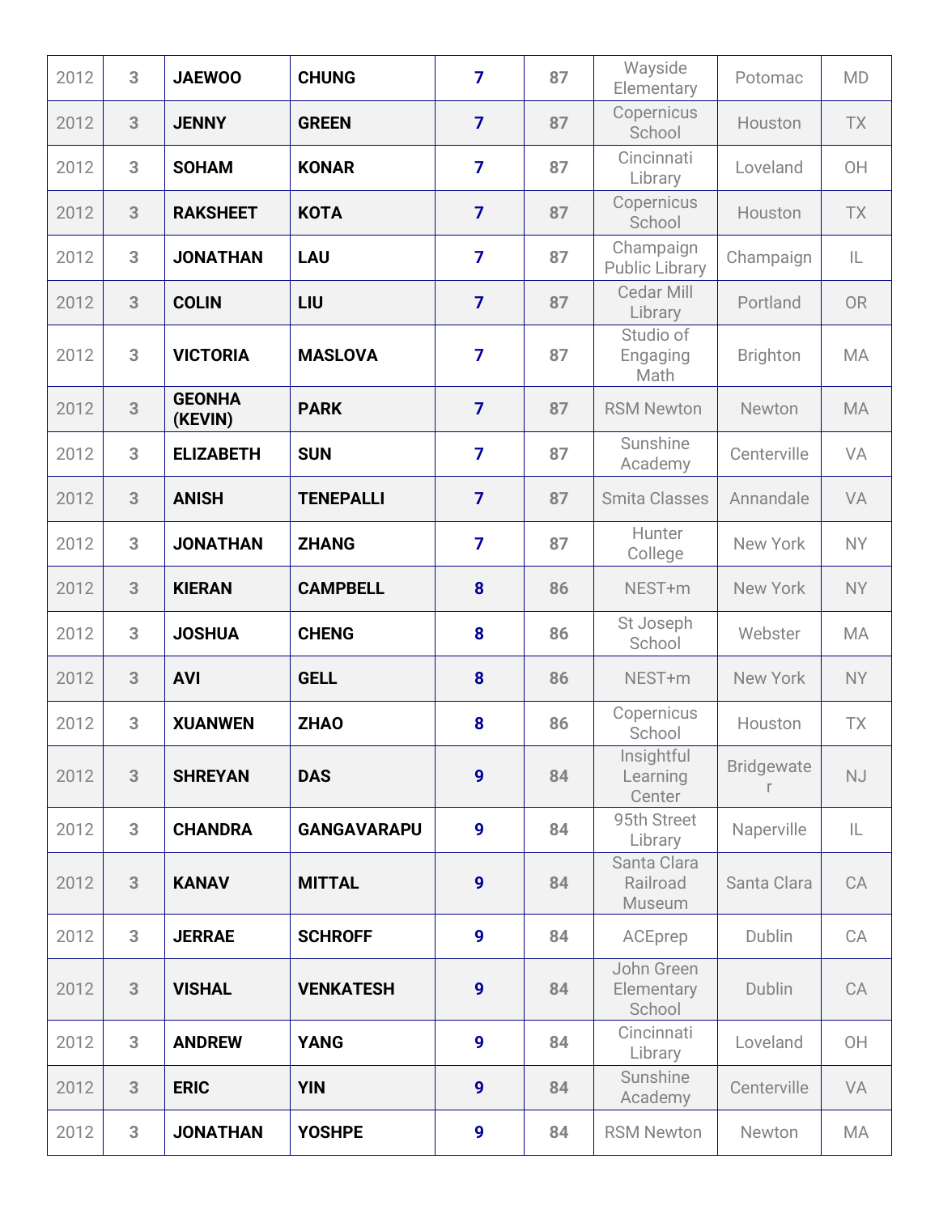| | | | | | | | | |
|---|---|---|---|---|---|---|---|---|
| 2012 | 3 | **JAEWOO** | **CHUNG** | **7** | **87** | Wayside Elementary | Potomac | MD |
| 2012 | 3 | **JENNY** | **GREEN** | **7** | **87** | Copernicus School | Houston | TX |
| 2012 | 3 | **SOHAM** | **KONAR** | **7** | **87** | Cincinnati Library | Loveland | OH |
| 2012 | 3 | **RAKSHEET** | **KOTA** | **7** | **87** | Copernicus School | Houston | TX |
| 2012 | 3 | **JONATHAN** | **LAU** | **7** | **87** | Champaign Public Library | Champaign | IL |
| 2012 | 3 | **COLIN** | **LIU** | **7** | **87** | Cedar Mill Library | Portland | OR |
| 2012 | 3 | **VICTORIA** | **MASLOVA** | **7** | **87** | Studio of Engaging Math | Brighton | MA |
| 2012 | 3 | **GEONHA (KEVIN)** | **PARK** | **7** | **87** | RSM Newton | Newton | MA |
| 2012 | 3 | **ELIZABETH** | **SUN** | **7** | **87** | Sunshine Academy | Centerville | VA |
| 2012 | 3 | **ANISH** | **TENEPALLI** | **7** | **87** | Smita Classes | Annandale | VA |
| 2012 | 3 | **JONATHAN** | **ZHANG** | **7** | **87** | Hunter College | New York | NY |
| 2012 | 3 | **KIERAN** | **CAMPBELL** | **8** | **86** | NEST+m | New York | NY |
| 2012 | 3 | **JOSHUA** | **CHENG** | **8** | **86** | St Joseph School | Webster | MA |
| 2012 | 3 | **AVI** | **GELL** | **8** | **86** | NEST+m | New York | NY |
| 2012 | 3 | **XUANWEN** | **ZHAO** | **8** | **86** | Copernicus School | Houston | TX |
| 2012 | 3 | **SHREYAN** | **DAS** | **9** | **84** | Insightful Learning Center | Bridgewater | NJ |
| 2012 | 3 | **CHANDRA** | **GANGAVARAPU** | **9** | **84** | 95th Street Library | Naperville | IL |
| 2012 | 3 | **KANAV** | **MITTAL** | **9** | **84** | Santa Clara Railroad Museum | Santa Clara | CA |
| 2012 | 3 | **JERRAE** | **SCHROFF** | **9** | **84** | ACEprep | Dublin | CA |
| 2012 | 3 | **VISHAL** | **VENKATESH** | **9** | **84** | John Green Elementary School | Dublin | CA |
| 2012 | 3 | **ANDREW** | **YANG** | **9** | **84** | Cincinnati Library | Loveland | OH |
| 2012 | 3 | **ERIC** | **YIN** | **9** | **84** | Sunshine Academy | Centerville | VA |
| 2012 | 3 | **JONATHAN** | **YOSHPE** | **9** | **84** | RSM Newton | Newton | MA |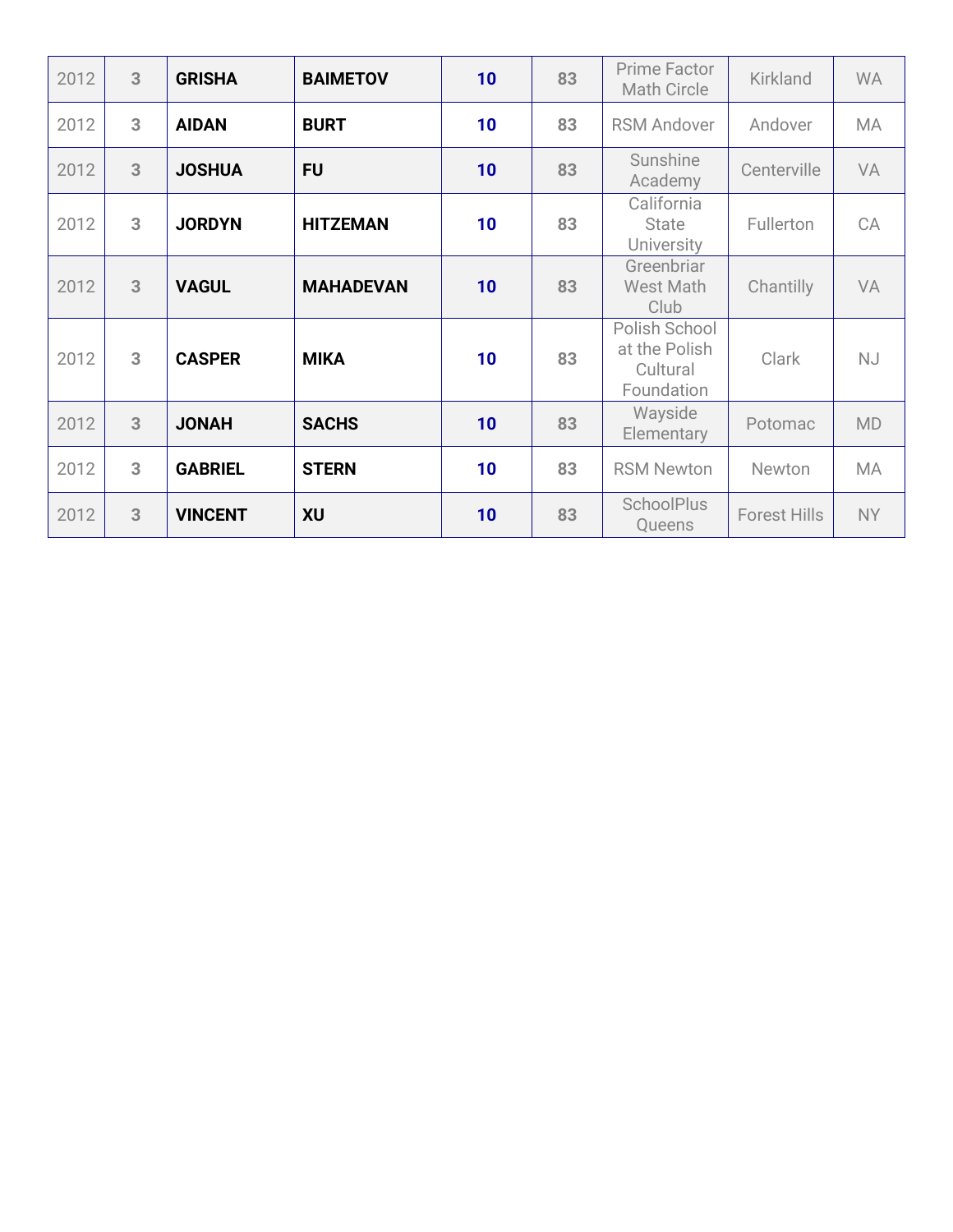| | | | | | | | | |
|---|---|---|---|---|---|---|---|---|
| 2012 | 3 | **GRISHA** | **BAIMETOV** | **10** | **83** | Prime Factor Math Circle | Kirkland | WA |
| 2012 | 3 | **AIDAN** | **BURT** | **10** | **83** | RSM Andover | Andover | MA |
| 2012 | 3 | **JOSHUA** | **FU** | **10** | **83** | Sunshine Academy | Centerville | VA |
| 2012 | 3 | **JORDYN** | **HITZEMAN** | **10** | **83** | California State University | Fullerton | CA |
| 2012 | 3 | **VAGUL** | **MAHADEVAN** | **10** | **83** | Greenbriar West Math Club | Chantilly | VA |
| 2012 | 3 | **CASPER** | **MIKA** | **10** | **83** | Polish School at the Polish Cultural Foundation | Clark | NJ |
| 2012 | 3 | **JONAH** | **SACHS** | **10** | **83** | Wayside Elementary | Potomac | MD |
| 2012 | 3 | **GABRIEL** | **STERN** | **10** | **83** | RSM Newton | Newton | MA |
| 2012 | 3 | **VINCENT** | **XU** | **10** | **83** | SchoolPlus Queens | Forest Hills | NY |